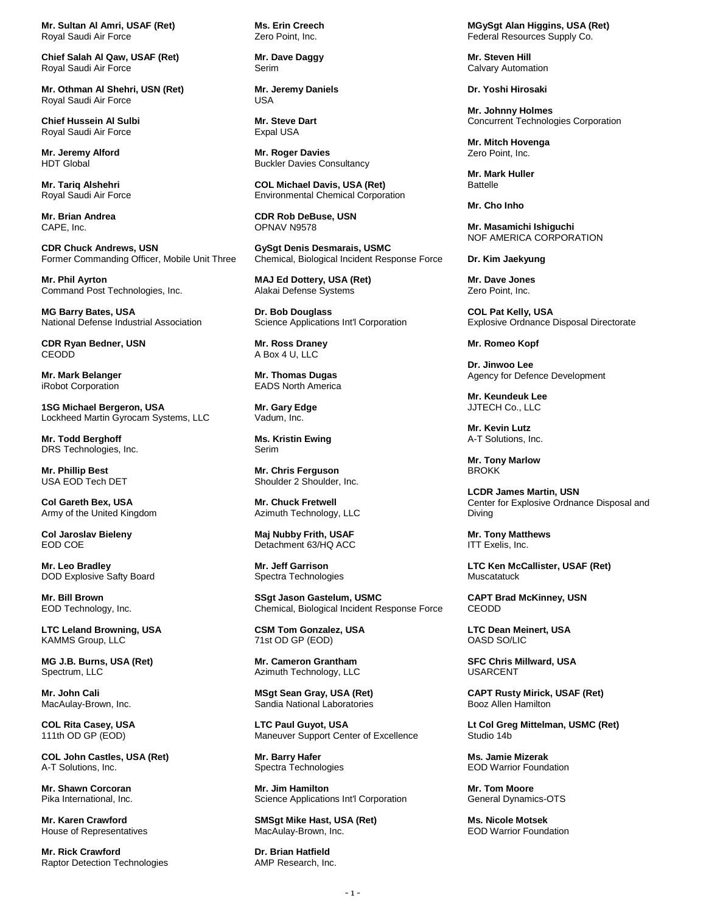**Mr. Sultan Al Amri, USAF (Ret)**
Royal Saudi Air Force

**Chief Salah Al Qaw, USAF (Ret)**
Royal Saudi Air Force

**Mr. Othman Al Shehri, USN (Ret)**
Royal Saudi Air Force

**Chief Hussein Al Sulbi**
Royal Saudi Air Force

**Mr. Jeremy Alford**
HDT Global

**Mr. Tariq Alshehri**
Royal Saudi Air Force

**Mr. Brian Andrea**
CAPE, Inc.

**CDR Chuck Andrews, USN**
Former Commanding Officer, Mobile Unit Three

**Mr. Phil Ayrton**
Command Post Technologies, Inc.

**MG Barry Bates, USA**
National Defense Industrial Association

**CDR Ryan Bedner, USN**
CEODD

**Mr. Mark Belanger**
iRobot Corporation

**1SG Michael Bergeron, USA**
Lockheed Martin Gyrocam Systems, LLC

**Mr. Todd Berghoff**
DRS Technologies, Inc.

**Mr. Phillip Best**
USA EOD Tech DET

**Col Gareth Bex, USA**
Army of the United Kingdom

**Col Jaroslav Bieleny**
EOD COE

**Mr. Leo Bradley**
DOD Explosive Safty Board

**Mr. Bill Brown**
EOD Technology, Inc.

**LTC Leland Browning, USA**
KAMMS Group, LLC

**MG J.B. Burns, USA (Ret)**
Spectrum, LLC

**Mr. John Cali**
MacAulay-Brown, Inc.

**COL Rita Casey, USA**
111th OD GP (EOD)

**COL John Castles, USA (Ret)**
A-T Solutions, Inc.

**Mr. Shawn Corcoran**
Pika International, Inc.

**Mr. Karen Crawford**
House of Representatives

**Mr. Rick Crawford**
Raptor Detection Technologies

**Ms. Erin Creech**
Zero Point, Inc.

**Mr. Dave Daggy**
Serim

**Mr. Jeremy Daniels**
USA

**Mr. Steve Dart**
Expal USA

**Mr. Roger Davies**
Buckler Davies Consultancy

**COL Michael Davis, USA (Ret)**
Environmental Chemical Corporation

**CDR Rob DeBuse, USN**
OPNAV N9578

**GySgt Denis Desmarais, USMC**
Chemical, Biological Incident Response Force

**MAJ Ed Dottery, USA (Ret)**
Alakai Defense Systems

**Dr. Bob Douglass**
Science Applications Int'l Corporation

**Mr. Ross Draney**
A Box 4 U, LLC

**Mr. Thomas Dugas**
EADS North America

**Mr. Gary Edge**
Vadum, Inc.

**Ms. Kristin Ewing**
Serim

**Mr. Chris Ferguson**
Shoulder 2 Shoulder, Inc.

**Mr. Chuck Fretwell**
Azimuth Technology, LLC

**Maj Nubby Frith, USAF**
Detachment 63/HQ ACC

**Mr. Jeff Garrison**
Spectra Technologies

**SSgt Jason Gastelum, USMC**
Chemical, Biological Incident Response Force

**CSM Tom Gonzalez, USA**
71st OD GP (EOD)

**Mr. Cameron Grantham**
Azimuth Technology, LLC

**MSgt Sean Gray, USA (Ret)**
Sandia National Laboratories

**LTC Paul Guyot, USA**
Maneuver Support Center of Excellence

**Mr. Barry Hafer**
Spectra Technologies

**Mr. Jim Hamilton**
Science Applications Int'l Corporation

**SMSgt Mike Hast, USA (Ret)**
MacAulay-Brown, Inc.

**Dr. Brian Hatfield**
AMP Research, Inc.

**MGySgt Alan Higgins, USA (Ret)**
Federal Resources Supply Co.

**Mr. Steven Hill**
Calvary Automation

**Dr. Yoshi Hirosaki**

**Mr. Johnny Holmes**
Concurrent Technologies Corporation

**Mr. Mitch Hovenga**
Zero Point, Inc.

**Mr. Mark Huller**
Battelle

**Mr. Cho Inho**

**Mr. Masamichi Ishiguchi**
NOF AMERICA CORPORATION

**Dr. Kim Jaekyung**

**Mr. Dave Jones**
Zero Point, Inc.

**COL Pat Kelly, USA**
Explosive Ordnance Disposal Directorate

**Mr. Romeo Kopf**

**Dr. Jinwoo Lee**
Agency for Defence Development

**Mr. Keundeuk Lee**
JJTECH Co., LLC

**Mr. Kevin Lutz**
A-T Solutions, Inc.

**Mr. Tony Marlow**
BROKK

**LCDR James Martin, USN**
Center for Explosive Ordnance Disposal and Diving

**Mr. Tony Matthews**
ITT Exelis, Inc.

**LTC Ken McCallister, USAF (Ret)**
Muscatatuck

**CAPT Brad McKinney, USN**
CEODD

**LTC Dean Meinert, USA**
OASD SO/LIC

**SFC Chris Millward, USA**
USARCENT

**CAPT Rusty Mirick, USAF (Ret)**
Booz Allen Hamilton

**Lt Col Greg Mittelman, USMC (Ret)**
Studio 14b

**Ms. Jamie Mizerak**
EOD Warrior Foundation

**Mr. Tom Moore**
General Dynamics-OTS

**Ms. Nicole Motsek**
EOD Warrior Foundation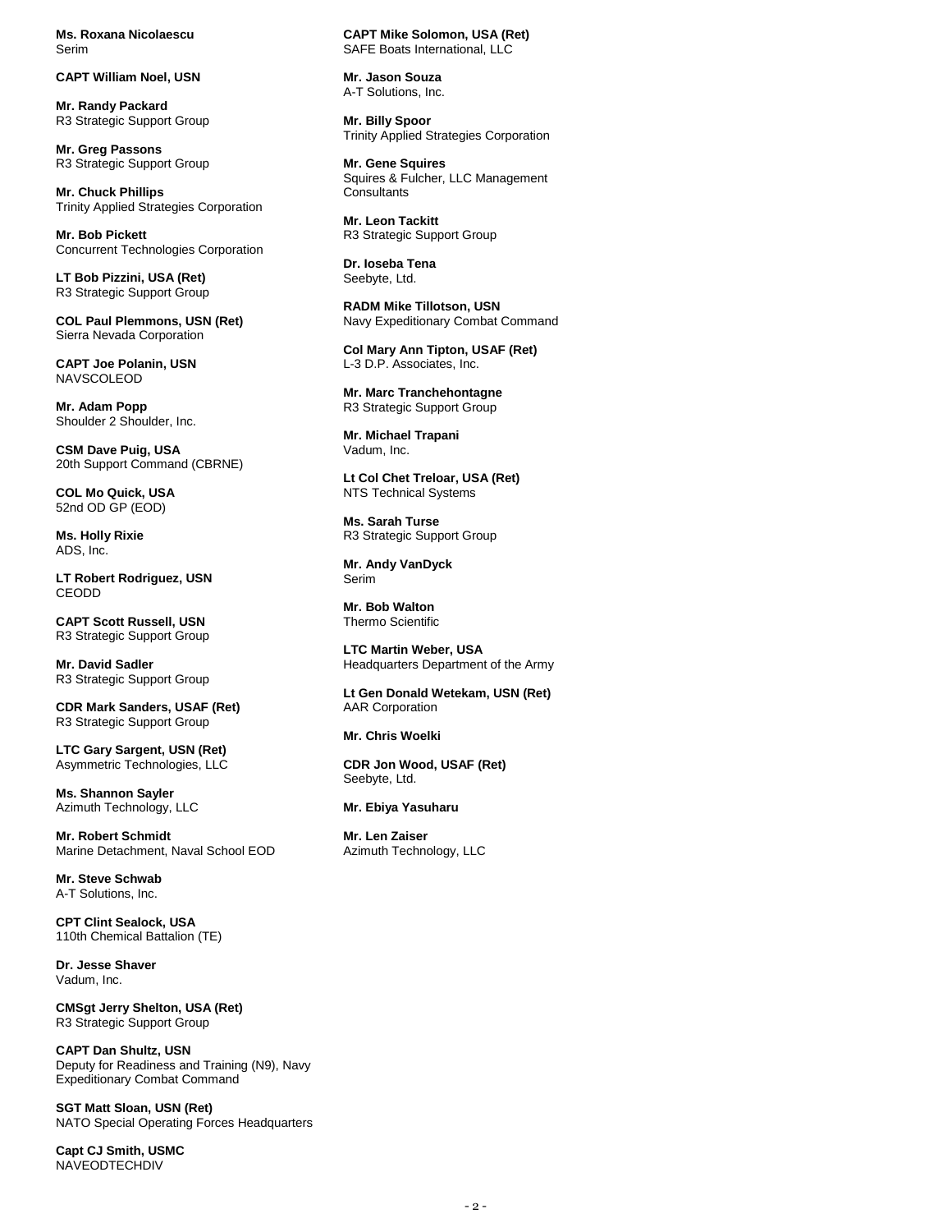**Ms. Roxana Nicolaescu**
Serim

**CAPT William Noel, USN**

**Mr. Randy Packard**
R3 Strategic Support Group

**Mr. Greg Passons**
R3 Strategic Support Group

**Mr. Chuck Phillips**
Trinity Applied Strategies Corporation

**Mr. Bob Pickett**
Concurrent Technologies Corporation

**LT Bob Pizzini, USA (Ret)**
R3 Strategic Support Group

**COL Paul Plemmons, USN (Ret)**
Sierra Nevada Corporation

**CAPT Joe Polanin, USN**
NAVSCOLEOD

**Mr. Adam Popp**
Shoulder 2 Shoulder, Inc.

**CSM Dave Puig, USA**
20th Support Command (CBRNE)

**COL Mo Quick, USA**
52nd OD GP (EOD)

**Ms. Holly Rixie**
ADS, Inc.

**LT Robert Rodriguez, USN**
CEODD

**CAPT Scott Russell, USN**
R3 Strategic Support Group

**Mr. David Sadler**
R3 Strategic Support Group

**CDR Mark Sanders, USAF (Ret)**
R3 Strategic Support Group

**LTC Gary Sargent, USN (Ret)**
Asymmetric Technologies, LLC

**Ms. Shannon Sayler**
Azimuth Technology, LLC

**Mr. Robert Schmidt**
Marine Detachment, Naval School EOD

**Mr. Steve Schwab**
A-T Solutions, Inc.

**CPT Clint Sealock, USA**
110th Chemical Battalion (TE)

**Dr. Jesse Shaver**
Vadum, Inc.

**CMSgt Jerry Shelton, USA (Ret)**
R3 Strategic Support Group

**CAPT Dan Shultz, USN**
Deputy for Readiness and Training (N9), Navy Expeditionary Combat Command

**SGT Matt Sloan, USN (Ret)**
NATO Special Operating Forces Headquarters

**Capt CJ Smith, USMC**
NAVEODTECHDIV

**CAPT Mike Solomon, USA (Ret)**
SAFE Boats International, LLC

**Mr. Jason Souza**
A-T Solutions, Inc.

**Mr. Billy Spoor**
Trinity Applied Strategies Corporation

**Mr. Gene Squires**
Squires & Fulcher, LLC Management Consultants

**Mr. Leon Tackitt**
R3 Strategic Support Group

**Dr. Ioseba Tena**
Seebyte, Ltd.

**RADM Mike Tillotson, USN**
Navy Expeditionary Combat Command

**Col Mary Ann Tipton, USAF (Ret)**
L-3 D.P. Associates, Inc.

**Mr. Marc Tranchehontagne**
R3 Strategic Support Group

**Mr. Michael Trapani**
Vadum, Inc.

**Lt Col Chet Treloar, USA (Ret)**
NTS Technical Systems

**Ms. Sarah Turse**
R3 Strategic Support Group

**Mr. Andy VanDyck**
Serim

**Mr. Bob Walton**
Thermo Scientific

**LTC Martin Weber, USA**
Headquarters Department of the Army

**Lt Gen Donald Wetekam, USN (Ret)**
AAR Corporation

**Mr. Chris Woelki**

**CDR Jon Wood, USAF (Ret)**
Seebyte, Ltd.

**Mr. Ebiya Yasuharu**

**Mr. Len Zaiser**
Azimuth Technology, LLC